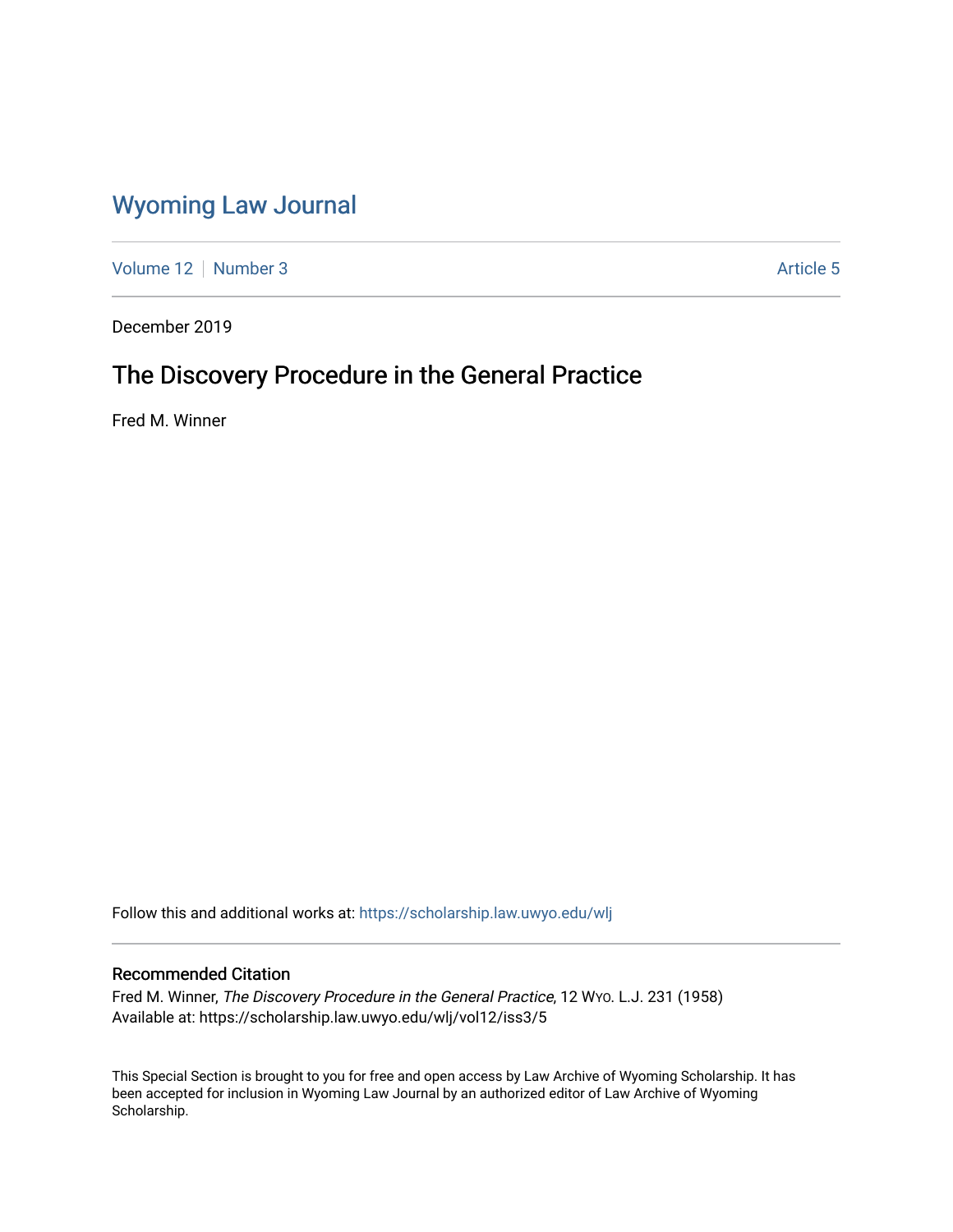# Wyoming Law Journal

Volume 12 | Number 3 | Article 5

December 2019

## The Discovery Procedure in the General Practice

Fred M. Winner

Follow this and additional works at: https://scholarship.law.uwyo.edu/wlj

### Recommended Citation

Fred M. Winner, *The Discovery Procedure in the General Practice*, 12 WYO. L.J. 231 (1958)
Available at: https://scholarship.law.uwyo.edu/wlj/vol12/iss3/5

This Special Section is brought to you for free and open access by Law Archive of Wyoming Scholarship. It has been accepted for inclusion in Wyoming Law Journal by an authorized editor of Law Archive of Wyoming Scholarship.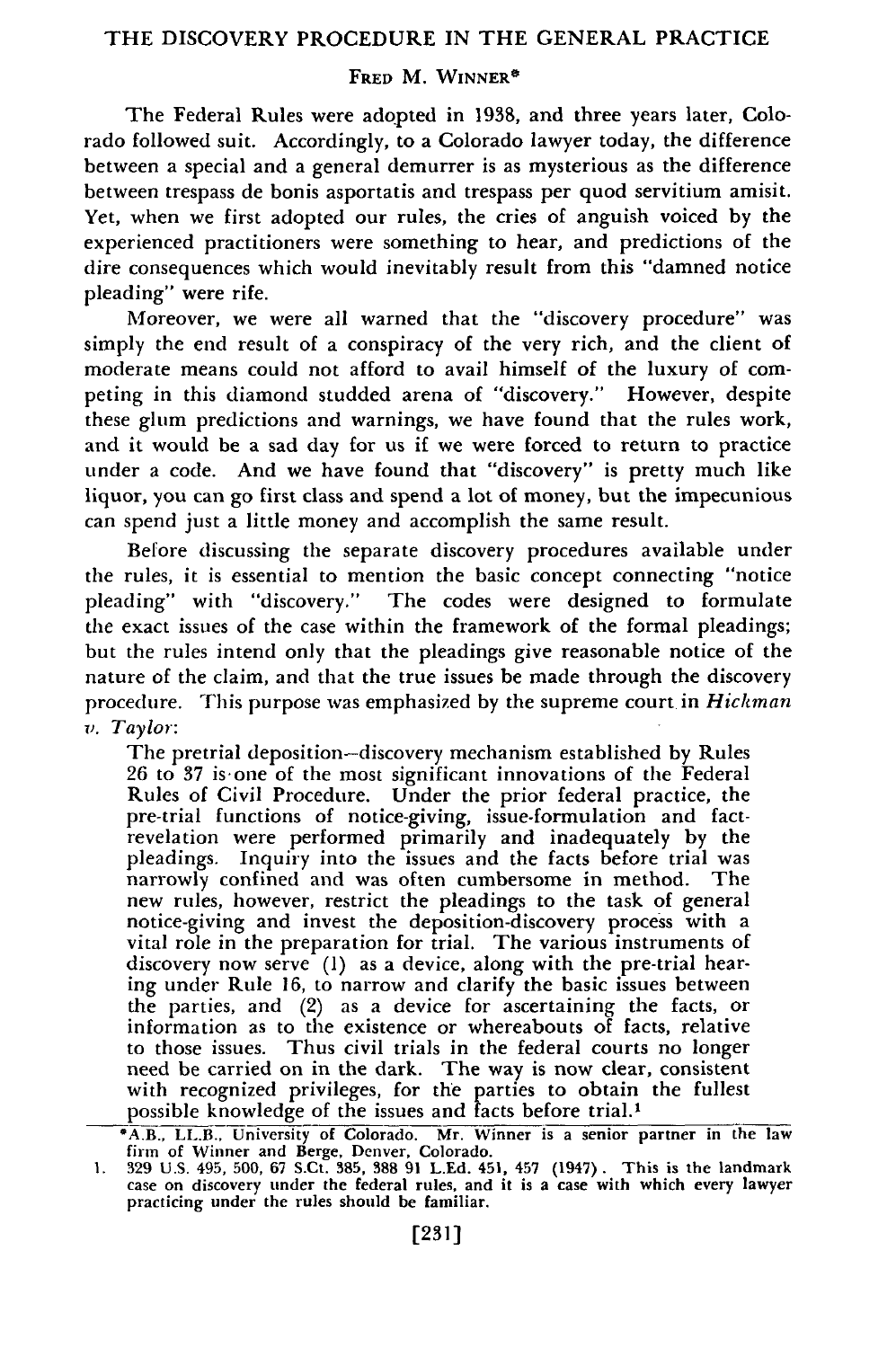# THE DISCOVERY PROCEDURE IN THE GENERAL PRACTICE

FRED M. WINNER*

The Federal Rules were adopted in 1938, and three years later, Colorado followed suit. Accordingly, to a Colorado lawyer today, the difference between a special and a general demurrer is as mysterious as the difference between trespass de bonis asportatis and trespass per quod servitium amisit. Yet, when we first adopted our rules, the cries of anguish voiced by the experienced practitioners were something to hear, and predictions of the dire consequences which would inevitably result from this "damned notice pleading" were rife.

Moreover, we were all warned that the "discovery procedure" was simply the end result of a conspiracy of the very rich, and the client of moderate means could not afford to avail himself of the luxury of competing in this diamond studded arena of "discovery." However, despite these glum predictions and warnings, we have found that the rules work, and it would be a sad day for us if we were forced to return to practice under a code. And we have found that "discovery" is pretty much like liquor, you can go first class and spend a lot of money, but the impecunious can spend just a little money and accomplish the same result.

Before discussing the separate discovery procedures available under the rules, it is essential to mention the basic concept connecting "notice pleading" with "discovery." The codes were designed to formulate the exact issues of the case within the framework of the formal pleadings; but the rules intend only that the pleadings give reasonable notice of the nature of the claim, and that the true issues be made through the discovery procedure. This purpose was emphasized by the supreme court in *Hickman v. Taylor*:

> The pretrial deposition–discovery mechanism established by Rules 26 to 37 is one of the most significant innovations of the Federal Rules of Civil Procedure. Under the prior federal practice, the pre-trial functions of notice-giving, issue-formulation and fact-revelation were performed primarily and inadequately by the pleadings. Inquiry into the issues and the facts before trial was narrowly confined and was often cumbersome in method. The new rules, however, restrict the pleadings to the task of general notice-giving and invest the deposition-discovery process with a vital role in the preparation for trial. The various instruments of discovery now serve (1) as a device, along with the pre-trial hearing under Rule 16, to narrow and clarify the basic issues between the parties, and (2) as a device for ascertaining the facts, or information as to the existence or whereabouts of facts, relative to those issues. Thus civil trials in the federal courts no longer need be carried on in the dark. The way is now clear, consistent with recognized privileges, for the parties to obtain the fullest possible knowledge of the issues and facts before trial.[1]

---

*A.B., LL.B., University of Colorado. Mr. Winner is a senior partner in the law firm of Winner and Berge, Denver, Colorado.

1. 329 U.S. 495, 500, 67 S.Ct. 385, 388 91 L.Ed. 451, 457 (1947). This is the landmark case on discovery under the federal rules, and it is a case with which every lawyer practicing under the rules should be familiar.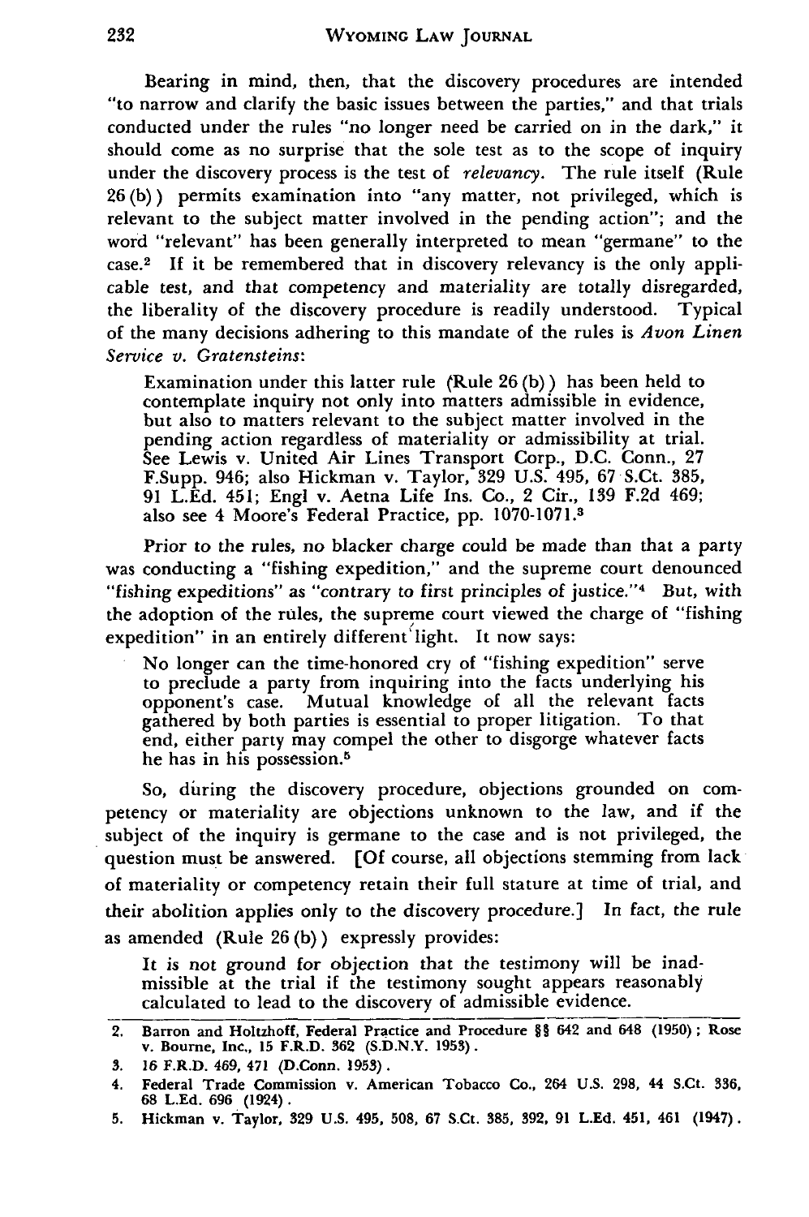Bearing in mind, then, that the discovery procedures are intended "to narrow and clarify the basic issues between the parties," and that trials conducted under the rules "no longer need be carried on in the dark," it should come as no surprise that the sole test as to the scope of inquiry under the discovery process is the test of *relevancy*. The rule itself (Rule 26 (b)) permits examination into "any matter, not privileged, which is relevant to the subject matter involved in the pending action"; and the word "relevant" has been generally interpreted to mean "germane" to the case.[2] If it be remembered that in discovery relevancy is the only applicable test, and that competency and materiality are totally disregarded, the liberality of the discovery procedure is readily understood. Typical of the many decisions adhering to this mandate of the rules is *Avon Linen Service v. Gratensteins*:

> Examination under this latter rule (Rule 26 (b)) has been held to contemplate inquiry not only into matters admissible in evidence, but also to matters relevant to the subject matter involved in the pending action regardless of materiality or admissibility at trial. See Lewis v. United Air Lines Transport Corp., D.C. Conn., 27 F.Supp. 946; also Hickman v. Taylor, 329 U.S. 495, 67 S.Ct. 385, 91 L.Ed. 451; Engl v. Aetna Life Ins. Co., 2 Cir., 139 F.2d 469; also see 4 Moore's Federal Practice, pp. 1070-1071.[3]

Prior to the rules, no blacker charge could be made than that a party was conducting a "fishing expedition," and the supreme court denounced "fishing expeditions" as "contrary to first principles of justice."[4] But, with the adoption of the rules, the supreme court viewed the charge of "fishing expedition" in an entirely different light. It now says:

> No longer can the time-honored cry of "fishing expedition" serve to preclude a party from inquiring into the facts underlying his opponent's case. Mutual knowledge of all the relevant facts gathered by both parties is essential to proper litigation. To that end, either party may compel the other to disgorge whatever facts he has in his possession.[5]

So, during the discovery procedure, objections grounded on competency or materiality are objections unknown to the law, and if the subject of the inquiry is germane to the case and is not privileged, the question must be answered. [Of course, all objections stemming from lack of materiality or competency retain their full stature at time of trial, and their abolition applies only to the discovery procedure.] In fact, the rule as amended (Rule 26 (b)) expressly provides:

> It is not ground for objection that the testimony will be inadmissible at the trial if the testimony sought appears reasonably calculated to lead to the discovery of admissible evidence.

---

2. Barron and Holtzhoff, Federal Practice and Procedure §§ 642 and 648 (1950); Rose v. Bourne, Inc., 15 F.R.D. 362 (S.D.N.Y. 1953).
3. 16 F.R.D. 469, 471 (D.Conn. 1953).
4. Federal Trade Commission v. American Tobacco Co., 264 U.S. 298, 44 S.Ct. 336, 68 L.Ed. 696 (1924).
5. Hickman v. Taylor, 329 U.S. 495, 508, 67 S.Ct. 385, 392, 91 L.Ed. 451, 461 (1947).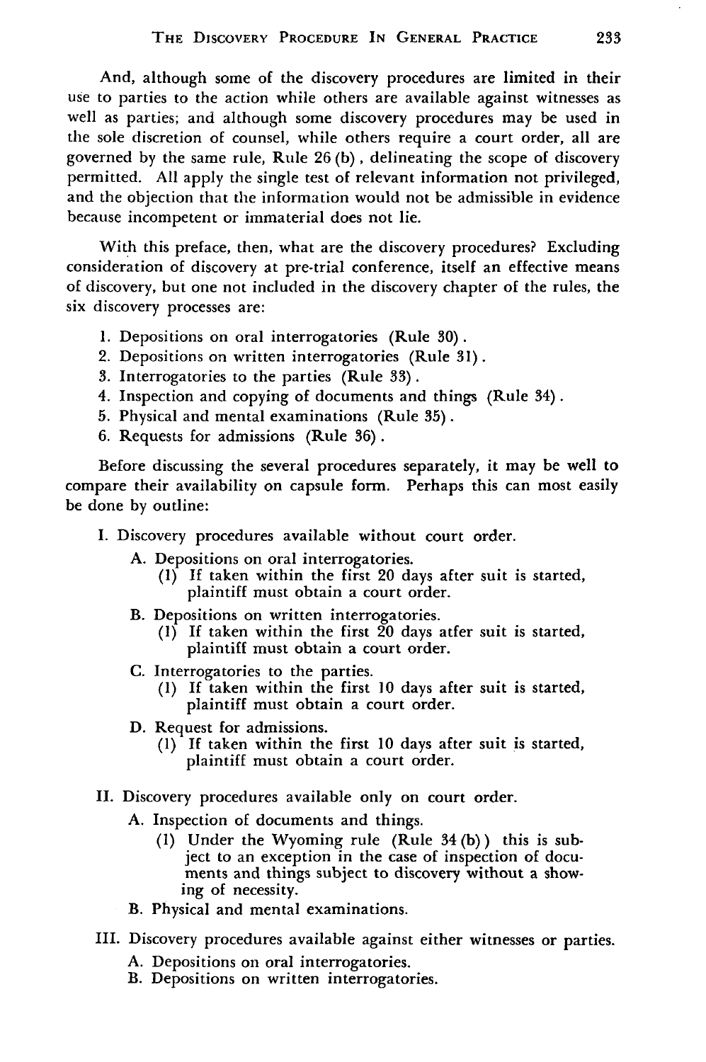And, although some of the discovery procedures are limited in their use to parties to the action while others are available against witnesses as well as parties; and although some discovery procedures may be used in the sole discretion of counsel, while others require a court order, all are governed by the same rule, Rule 26 (b), delineating the scope of discovery permitted. All apply the single test of relevant information not privileged, and the objection that the information would not be admissible in evidence because incompetent or immaterial does not lie.

With this preface, then, what are the discovery procedures? Excluding consideration of discovery at pre-trial conference, itself an effective means of discovery, but one not included in the discovery chapter of the rules, the six discovery processes are:

1. Depositions on oral interrogatories (Rule 30).
2. Depositions on written interrogatories (Rule 31).
3. Interrogatories to the parties (Rule 33).
4. Inspection and copying of documents and things (Rule 34).
5. Physical and mental examinations (Rule 35).
6. Requests for admissions (Rule 36).

Before discussing the several procedures separately, it may be well to compare their availability on capsule form. Perhaps this can most easily be done by outline:

I. Discovery procedures available without court order.
   - A. Depositions on oral interrogatories.
     - (1) If taken within the first 20 days after suit is started, plaintiff must obtain a court order.
   - B. Depositions on written interrogatories.
     - (1) If taken within the first 20 days atfer suit is started, plaintiff must obtain a court order.
   - C. Interrogatories to the parties.
     - (1) If taken within the first 10 days after suit is started, plaintiff must obtain a court order.
   - D. Request for admissions.
     - (1) If taken within the first 10 days after suit is started, plaintiff must obtain a court order.

II. Discovery procedures available only on court order.
   - A. Inspection of documents and things.
     - (1) Under the Wyoming rule (Rule 34 (b)) this is subject to an exception in the case of inspection of documents and things subject to discovery without a showing of necessity.
   - B. Physical and mental examinations.

III. Discovery procedures available against either witnesses or parties.
   - A. Depositions on oral interrogatories.
   - B. Depositions on written interrogatories.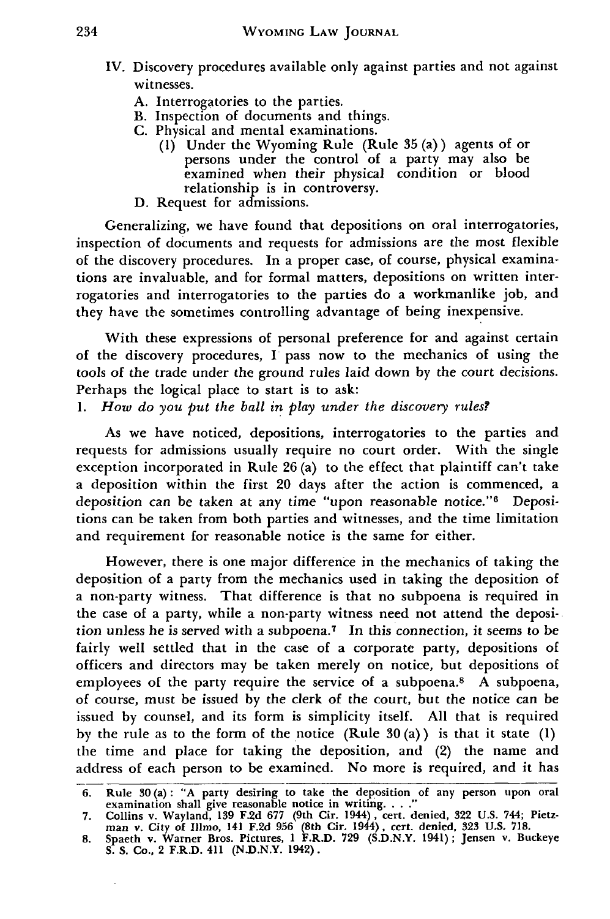IV. Discovery procedures available only against parties and not against witnesses.
   A. Interrogatories to the parties.
   B. Inspection of documents and things.
   C. Physical and mental examinations.
      (1) Under the Wyoming Rule (Rule 35 (a)) agents of or persons under the control of a party may also be examined when their physical condition or blood relationship is in controversy.
   D. Request for admissions.

Generalizing, we have found that depositions on oral interrogatories, inspection of documents and requests for admissions are the most flexible of the discovery procedures. In a proper case, of course, physical examinations are invaluable, and for formal matters, depositions on written interrogatories and interrogatories to the parties do a workmanlike job, and they have the sometimes controlling advantage of being inexpensive.

With these expressions of personal preference for and against certain of the discovery procedures, I pass now to the mechanics of using the tools of the trade under the ground rules laid down by the court decisions. Perhaps the logical place to start is to ask:

1. *How do you put the ball in play under the discovery rules?*

As we have noticed, depositions, interrogatories to the parties and requests for admissions usually require no court order. With the single exception incorporated in Rule 26 (a) to the effect that plaintiff can't take a deposition within the first 20 days after the action is commenced, a deposition can be taken at any time "upon reasonable notice."[6] Depositions can be taken from both parties and witnesses, and the time limitation and requirement for reasonable notice is the same for either.

However, there is one major difference in the mechanics of taking the deposition of a party from the mechanics used in taking the deposition of a non-party witness. That difference is that no subpoena is required in the case of a party, while a non-party witness need not attend the deposition unless he is served with a subpoena.[7] In this connection, it seems to be fairly well settled that in the case of a corporate party, depositions of officers and directors may be taken merely on notice, but depositions of employees of the party require the service of a subpoena.[8] A subpoena, of course, must be issued by the clerk of the court, but the notice can be issued by counsel, and its form is simplicity itself. All that is required by the rule as to the form of the notice (Rule 30 (a)) is that it state (1) the time and place for taking the deposition, and (2) the name and address of each person to be examined. No more is required, and it has

---

6. Rule 30 (a): "A party desiring to take the deposition of any person upon oral examination shall give reasonable notice in writing. . . ."
7. Collins v. Wayland, 139 F.2d 677 (9th Cir. 1944), cert. denied, 322 U.S. 744; Pietzman v. City of Illmo, 141 F.2d 956 (8th Cir. 1944), cert. denied, 323 U.S. 718.
8. Spaeth v. Warner Bros. Pictures, 1 F.R.D. 729 (S.D.N.Y. 1941); Jensen v. Buckeye S. S. Co., 2 F.R.D. 411 (N.D.N.Y. 1942).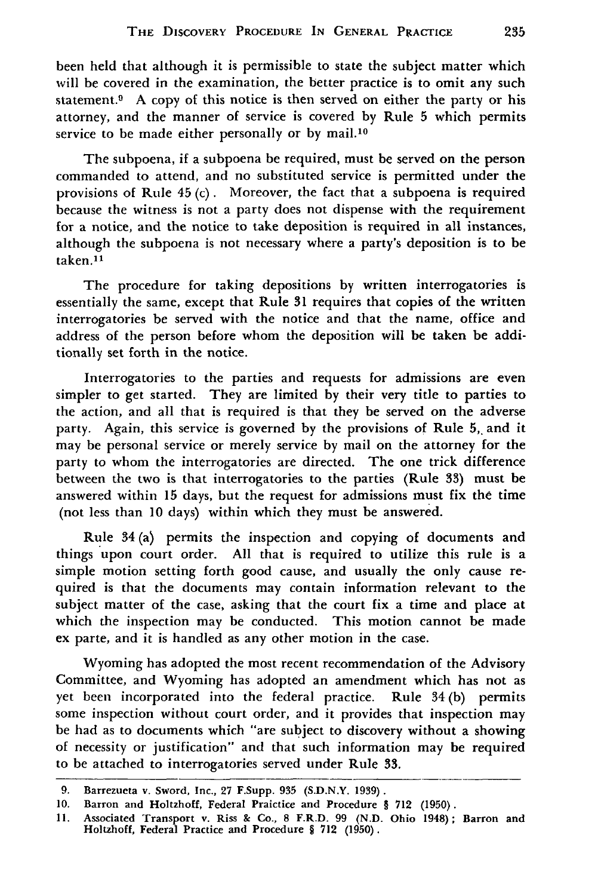been held that although it is permissible to state the subject matter which will be covered in the examination, the better practice is to omit any such statement.[9] A copy of this notice is then served on either the party or his attorney, and the manner of service is covered by Rule 5 which permits service to be made either personally or by mail.[10]

The subpoena, if a subpoena be required, must be served on the person commanded to attend, and no substituted service is permitted under the provisions of Rule 45 (c). Moreover, the fact that a subpoena is required because the witness is not a party does not dispense with the requirement for a notice, and the notice to take deposition is required in all instances, although the subpoena is not necessary where a party's deposition is to be taken.[11]

The procedure for taking depositions by written interrogatories is essentially the same, except that Rule 31 requires that copies of the written interrogatories be served with the notice and that the name, office and address of the person before whom the deposition will be taken be additionally set forth in the notice.

Interrogatories to the parties and requests for admissions are even simpler to get started. They are limited by their very title to parties to the action, and all that is required is that they be served on the adverse party. Again, this service is governed by the provisions of Rule 5, and it may be personal service or merely service by mail on the attorney for the party to whom the interrogatories are directed. The one trick difference between the two is that interrogatories to the parties (Rule 33) must be answered within 15 days, but the request for admissions must fix the time (not less than 10 days) within which they must be answered.

Rule 34 (a) permits the inspection and copying of documents and things upon court order. All that is required to utilize this rule is a simple motion setting forth good cause, and usually the only cause required is that the documents may contain information relevant to the subject matter of the case, asking that the court fix a time and place at which the inspection may be conducted. This motion cannot be made ex parte, and it is handled as any other motion in the case.

Wyoming has adopted the most recent recommendation of the Advisory Committee, and Wyoming has adopted an amendment which has not as yet been incorporated into the federal practice. Rule 34 (b) permits some inspection without court order, and it provides that inspection may be had as to documents which "are subject to discovery without a showing of necessity or justification" and that such information may be required to be attached to interrogatories served under Rule 33.

---

9. Barrezueta v. Sword, Inc., 27 F.Supp. 935 (S.D.N.Y. 1939).
10. Barron and Holtzhoff, Federal Praictice and Procedure § 712 (1950).
11. Associated Transport v. Riss & Co., 8 F.R.D. 99 (N.D. Ohio 1948); Barron and Holtzhoff, Federal Practice and Procedure § 712 (1950).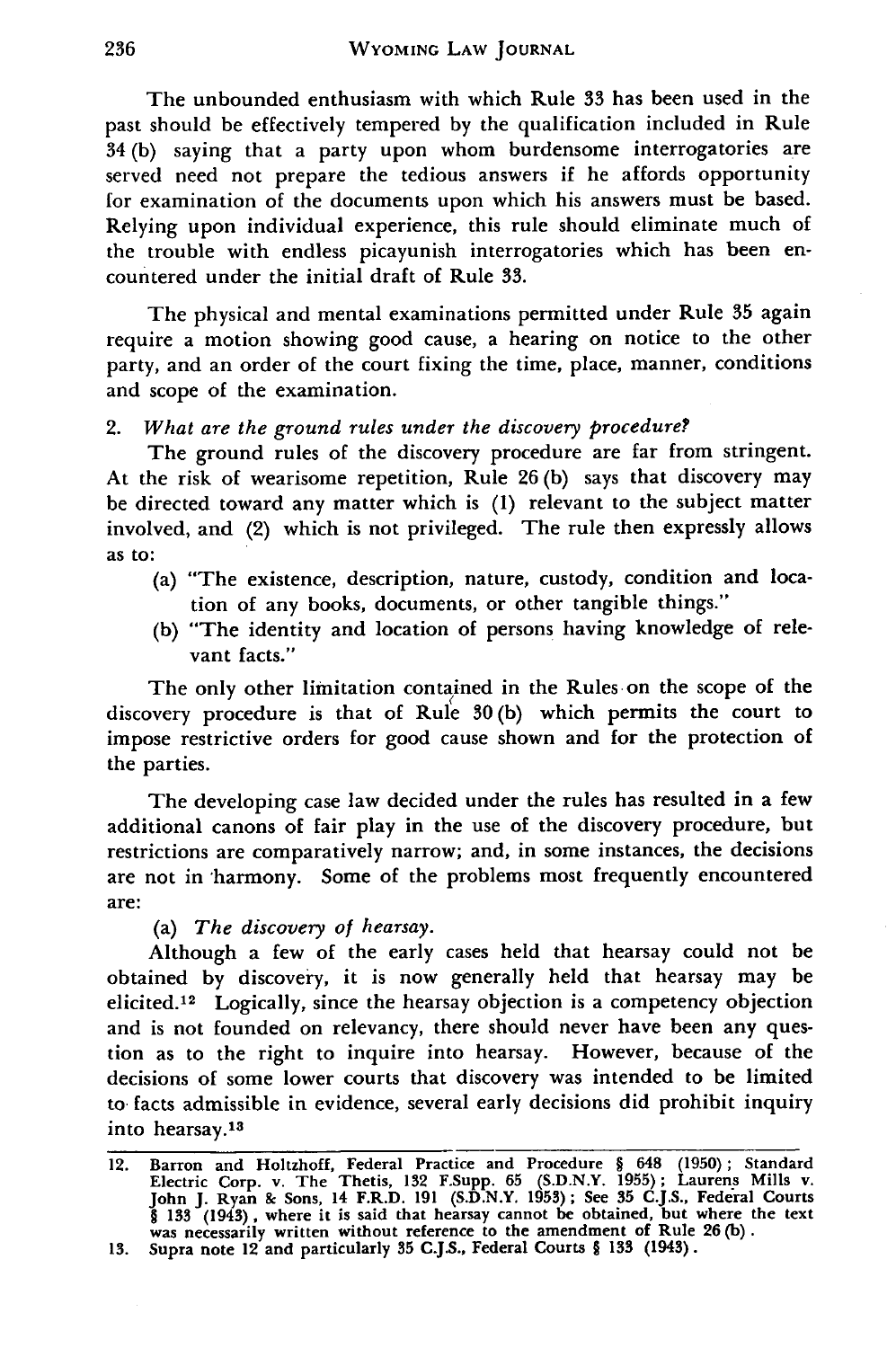The unbounded enthusiasm with which Rule 33 has been used in the past should be effectively tempered by the qualification included in Rule 34 (b) saying that a party upon whom burdensome interrogatories are served need not prepare the tedious answers if he affords opportunity for examination of the documents upon which his answers must be based. Relying upon individual experience, this rule should eliminate much of the trouble with endless picayunish interrogatories which has been encountered under the initial draft of Rule 33.

The physical and mental examinations permitted under Rule 35 again require a motion showing good cause, a hearing on notice to the other party, and an order of the court fixing the time, place, manner, conditions and scope of the examination.

2. *What are the ground rules under the discovery procedure?*

The ground rules of the discovery procedure are far from stringent. At the risk of wearisome repetition, Rule 26 (b) says that discovery may be directed toward any matter which is (1) relevant to the subject matter involved, and (2) which is not privileged. The rule then expressly allows as to:

(a) "The existence, description, nature, custody, condition and location of any books, documents, or other tangible things."

(b) "The identity and location of persons having knowledge of relevant facts."

The only other limitation contained in the Rules on the scope of the discovery procedure is that of Rule 30 (b) which permits the court to impose restrictive orders for good cause shown and for the protection of the parties.

The developing case law decided under the rules has resulted in a few additional canons of fair play in the use of the discovery procedure, but restrictions are comparatively narrow; and, in some instances, the decisions are not in harmony. Some of the problems most frequently encountered are:

(a) *The discovery of hearsay.*

Although a few of the early cases held that hearsay could not be obtained by discovery, it is now generally held that hearsay may be elicited.[12] Logically, since the hearsay objection is a competency objection and is not founded on relevancy, there should never have been any question as to the right to inquire into hearsay. However, because of the decisions of some lower courts that discovery was intended to be limited to facts admissible in evidence, several early decisions did prohibit inquiry into hearsay.[13]

---

12. Barron and Holtzhoff, Federal Practice and Procedure § 648 (1950); Standard Electric Corp. v. The Thetis, 132 F.Supp. 65 (S.D.N.Y. 1955); Laurens Mills v. John J. Ryan & Sons, 14 F.R.D. 191 (S.D.N.Y. 1953); See 35 C.J.S., Federal Courts § 133 (1943), where it is said that hearsay cannot be obtained, but where the text was necessarily written without reference to the amendment of Rule 26 (b).
13. Supra note 12 and particularly 35 C.J.S., Federal Courts § 133 (1943).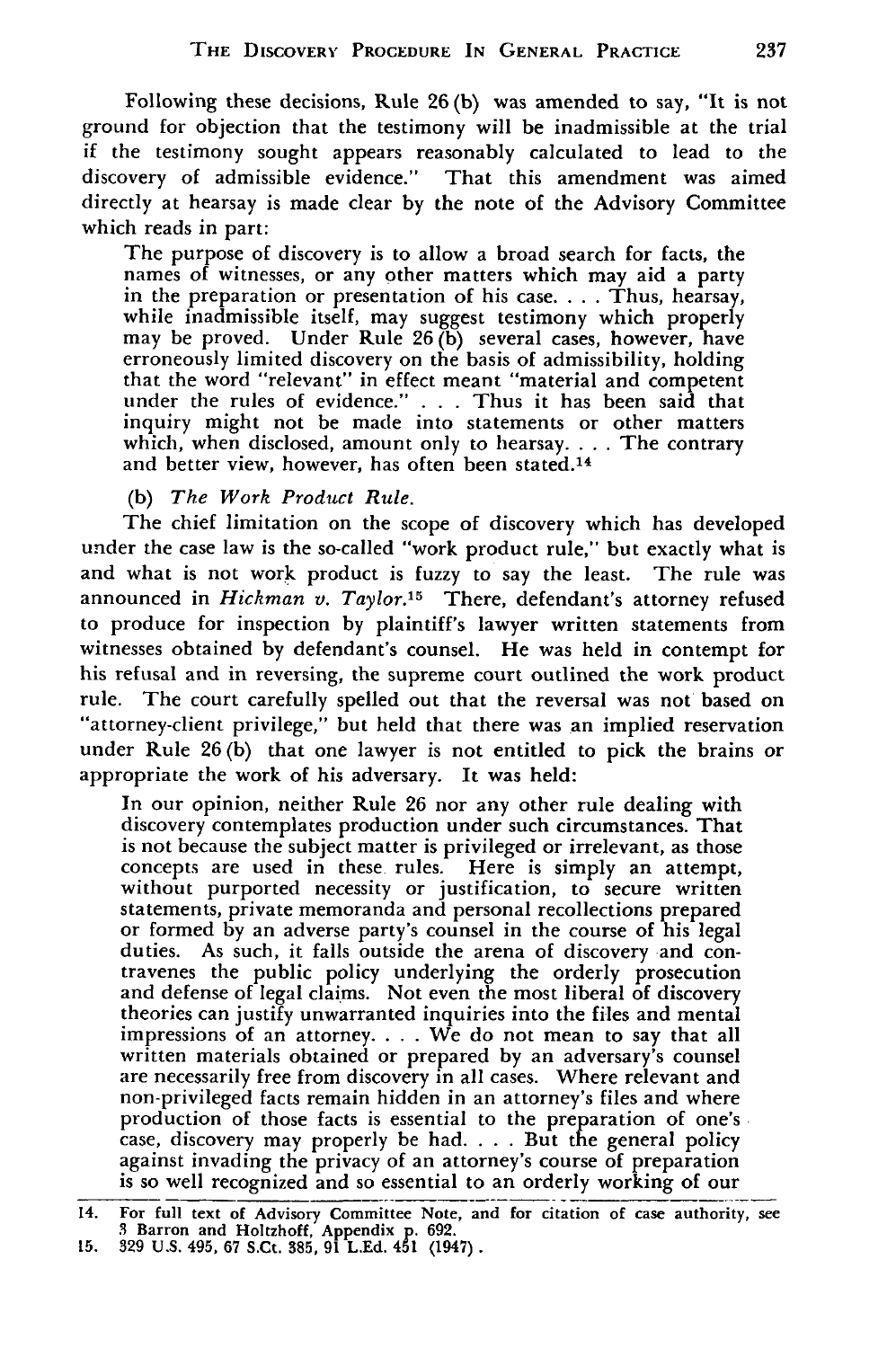Following these decisions, Rule 26(b) was amended to say, "It is not ground for objection that the testimony will be inadmissible at the trial if the testimony sought appears reasonably calculated to lead to the discovery of admissible evidence." That this amendment was aimed directly at hearsay is made clear by the note of the Advisory Committee which reads in part:

> The purpose of discovery is to allow a broad search for facts, the names of witnesses, or any other matters which may aid a party in the preparation or presentation of his case. . . . Thus, hearsay, while inadmissible itself, may suggest testimony which properly may be proved. Under Rule 26(b) several cases, however, have erroneously limited discovery on the basis of admissibility, holding that the word "relevant" in effect meant "material and competent under the rules of evidence." . . . Thus it has been said that inquiry might not be made into statements or other matters which, when disclosed, amount only to hearsay. . . . The contrary and better view, however, has often been stated.[14]

(b) *The Work Product Rule.*

The chief limitation on the scope of discovery which has developed under the case law is the so-called "work product rule," but exactly what is and what is not work product is fuzzy to say the least. The rule was announced in *Hickman v. Taylor.*[15] There, defendant's attorney refused to produce for inspection by plaintiff's lawyer written statements from witnesses obtained by defendant's counsel. He was held in contempt for his refusal and in reversing, the supreme court outlined the work product rule. The court carefully spelled out that the reversal was not based on "attorney-client privilege," but held that there was an implied reservation under Rule 26(b) that one lawyer is not entitled to pick the brains or appropriate the work of his adversary. It was held:

> In our opinion, neither Rule 26 nor any other rule dealing with discovery contemplates production under such circumstances. That is not because the subject matter is privileged or irrelevant, as those concepts are used in these rules. Here is simply an attempt, without purported necessity or justification, to secure written statements, private memoranda and personal recollections prepared or formed by an adverse party's counsel in the course of his legal duties. As such, it falls outside the arena of discovery and contravenes the public policy underlying the orderly prosecution and defense of legal claims. Not even the most liberal of discovery theories can justify unwarranted inquiries into the files and mental impressions of an attorney. . . . We do not mean to say that all written materials obtained or prepared by an adversary's counsel are necessarily free from discovery in all cases. Where relevant and non-privileged facts remain hidden in an attorney's files and where production of those facts is essential to the preparation of one's case, discovery may properly be had. . . . But the general policy against invading the privacy of an attorney's course of preparation is so well recognized and so essential to an orderly working of our

---

14. For full text of Advisory Committee Note, and for citation of case authority, see 3 Barron and Holtzhoff, Appendix p. 692.
15. 329 U.S. 495, 67 S.Ct. 385, 91 L.Ed. 451 (1947).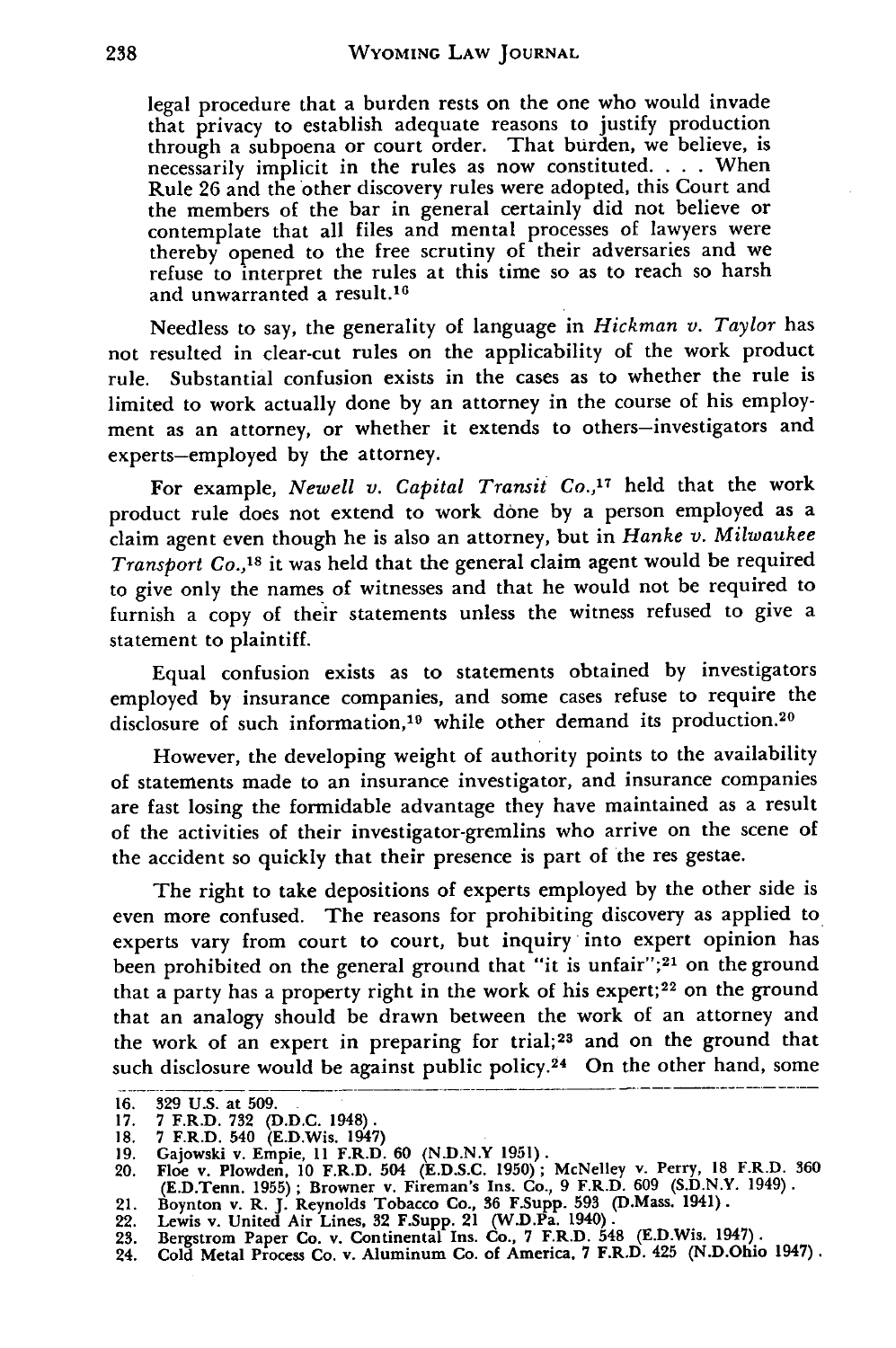legal procedure that a burden rests on the one who would invade that privacy to establish adequate reasons to justify production through a subpoena or court order. That burden, we believe, is necessarily implicit in the rules as now constituted. . . . When Rule 26 and the other discovery rules were adopted, this Court and the members of the bar in general certainly did not believe or contemplate that all files and mental processes of lawyers were thereby opened to the free scrutiny of their adversaries and we refuse to interpret the rules at this time so as to reach so harsh and unwarranted a result.[16]

Needless to say, the generality of language in *Hickman v. Taylor* has not resulted in clear-cut rules on the applicability of the work product rule. Substantial confusion exists in the cases as to whether the rule is limited to work actually done by an attorney in the course of his employment as an attorney, or whether it extends to others—investigators and experts—employed by the attorney.

For example, *Newell v. Capital Transit Co.*,[17] held that the work product rule does not extend to work done by a person employed as a claim agent even though he is also an attorney, but in *Hanke v. Milwaukee Transport Co.*,[18] it was held that the general claim agent would be required to give only the names of witnesses and that he would not be required to furnish a copy of their statements unless the witness refused to give a statement to plaintiff.

Equal confusion exists as to statements obtained by investigators employed by insurance companies, and some cases refuse to require the disclosure of such information,[19] while other demand its production.[20]

However, the developing weight of authority points to the availability of statements made to an insurance investigator, and insurance companies are fast losing the formidable advantage they have maintained as a result of the activities of their investigator-gremlins who arrive on the scene of the accident so quickly that their presence is part of the res gestae.

The right to take depositions of experts employed by the other side is even more confused. The reasons for prohibiting discovery as applied to experts vary from court to court, but inquiry into expert opinion has been prohibited on the general ground that "it is unfair";[21] on the ground that a party has a property right in the work of his expert;[22] on the ground that an analogy should be drawn between the work of an attorney and the work of an expert in preparing for trial;[23] and on the ground that such disclosure would be against public policy.[24] On the other hand, some

16. 329 U.S. at 509.
17. 7 F.R.D. 732 (D.D.C. 1948).
18. 7 F.R.D. 540 (E.D.Wis. 1947)
19. Gajowski v. Empie, 11 F.R.D. 60 (N.D.N.Y 1951).
20. Floe v. Plowden, 10 F.R.D. 504 (E.D.S.C. 1950); McNelley v. Perry, 18 F.R.D. 360 (E.D.Tenn. 1955); Browner v. Fireman's Ins. Co., 9 F.R.D. 609 (S.D.N.Y. 1949).
21. Boynton v. R. J. Reynolds Tobacco Co., 36 F.Supp. 593 (D.Mass. 1941).
22. Lewis v. United Air Lines, 32 F.Supp. 21 (W.D.Pa. 1940).
23. Bergstrom Paper Co. v. Continental Ins. Co., 7 F.R.D. 548 (E.D.Wis. 1947).
24. Cold Metal Process Co. v. Aluminum Co. of America, 7 F.R.D. 425 (N.D.Ohio 1947).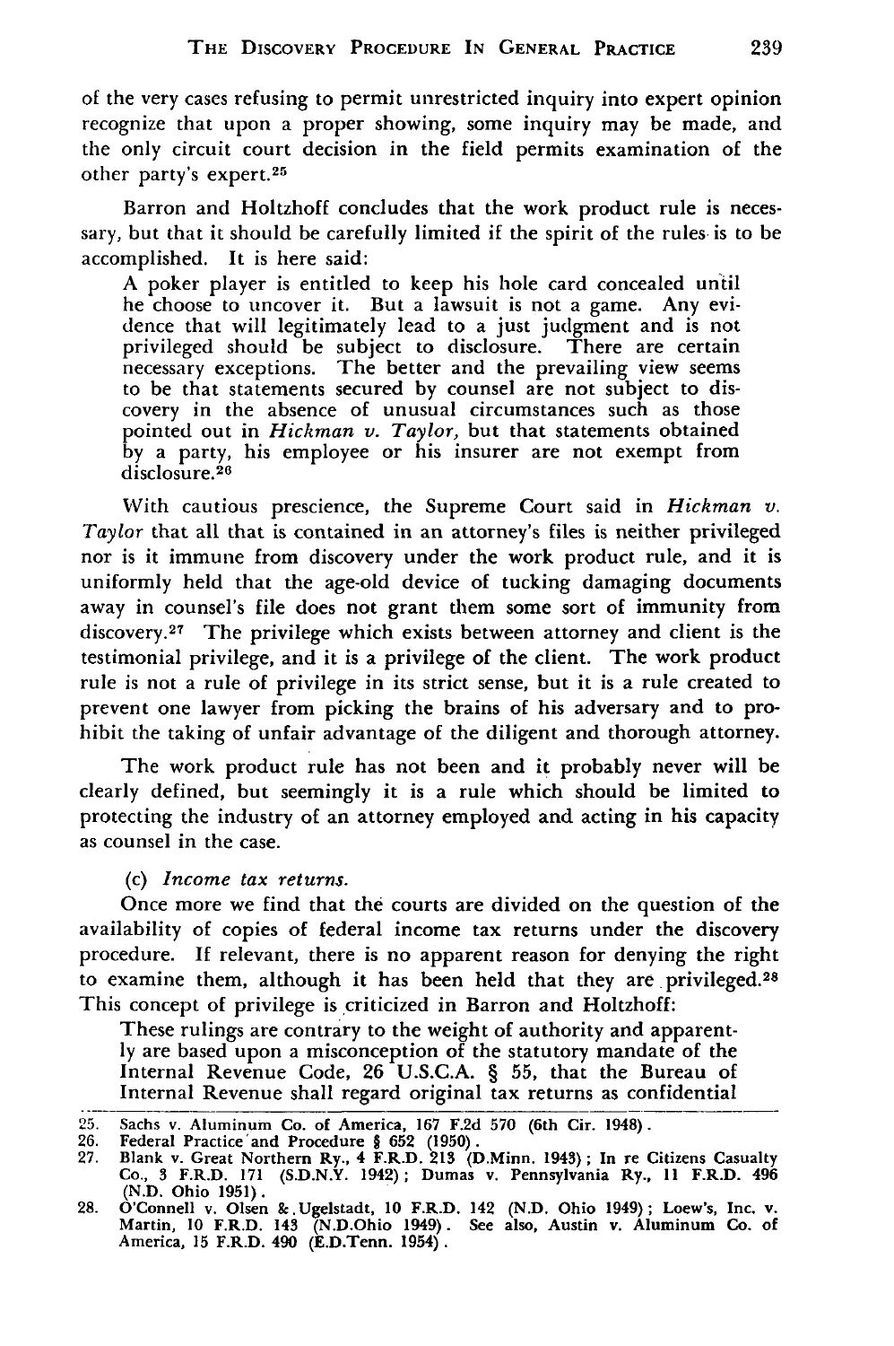of the very cases refusing to permit unrestricted inquiry into expert opinion recognize that upon a proper showing, some inquiry may be made, and the only circuit court decision in the field permits examination of the other party's expert.[25]

Barron and Holtzhoff concludes that the work product rule is necessary, but that it should be carefully limited if the spirit of the rules is to be accomplished. It is here said:

> A poker player is entitled to keep his hole card concealed until he choose to uncover it. But a lawsuit is not a game. Any evidence that will legitimately lead to a just judgment and is not privileged should be subject to disclosure. There are certain necessary exceptions. The better and the prevailing view seems to be that statements secured by counsel are not subject to discovery in the absence of unusual circumstances such as those pointed out in *Hickman v. Taylor*, but that statements obtained by a party, his employee or his insurer are not exempt from disclosure.[26]

With cautious prescience, the Supreme Court said in *Hickman v. Taylor* that all that is contained in an attorney's files is neither privileged nor is it immune from discovery under the work product rule, and it is uniformly held that the age-old device of tucking damaging documents away in counsel's file does not grant them some sort of immunity from discovery.[27] The privilege which exists between attorney and client is the testimonial privilege, and it is a privilege of the client. The work product rule is not a rule of privilege in its strict sense, but it is a rule created to prevent one lawyer from picking the brains of his adversary and to prohibit the taking of unfair advantage of the diligent and thorough attorney.

The work product rule has not been and it probably never will be clearly defined, but seemingly it is a rule which should be limited to protecting the industry of an attorney employed and acting in his capacity as counsel in the case.

(c) *Income tax returns.*

Once more we find that the courts are divided on the question of the availability of copies of federal income tax returns under the discovery procedure. If relevant, there is no apparent reason for denying the right to examine them, although it has been held that they are privileged.[28] This concept of privilege is criticized in Barron and Holtzhoff:

> These rulings are contrary to the weight of authority and apparently are based upon a misconception of the statutory mandate of the Internal Revenue Code, 26 U.S.C.A. § 55, that the Bureau of Internal Revenue shall regard original tax returns as confidential

---

25. Sachs v. Aluminum Co. of America, 167 F.2d 570 (6th Cir. 1948).
26. Federal Practice and Procedure § 652 (1950).
27. Blank v. Great Northern Ry., 4 F.R.D. 213 (D.Minn. 1943); In re Citizens Casualty Co., 3 F.R.D. 171 (S.D.N.Y. 1942); Dumas v. Pennsylvania Ry., 11 F.R.D. 496 (N.D. Ohio 1951).
28. O'Connell v. Olsen & Ugelstadt, 10 F.R.D. 142 (N.D. Ohio 1949); Loew's, Inc. v. Martin, 10 F.R.D. 143 (N.D.Ohio 1949). See also, Austin v. Aluminum Co. of America, 15 F.R.D. 490 (E.D.Tenn. 1954).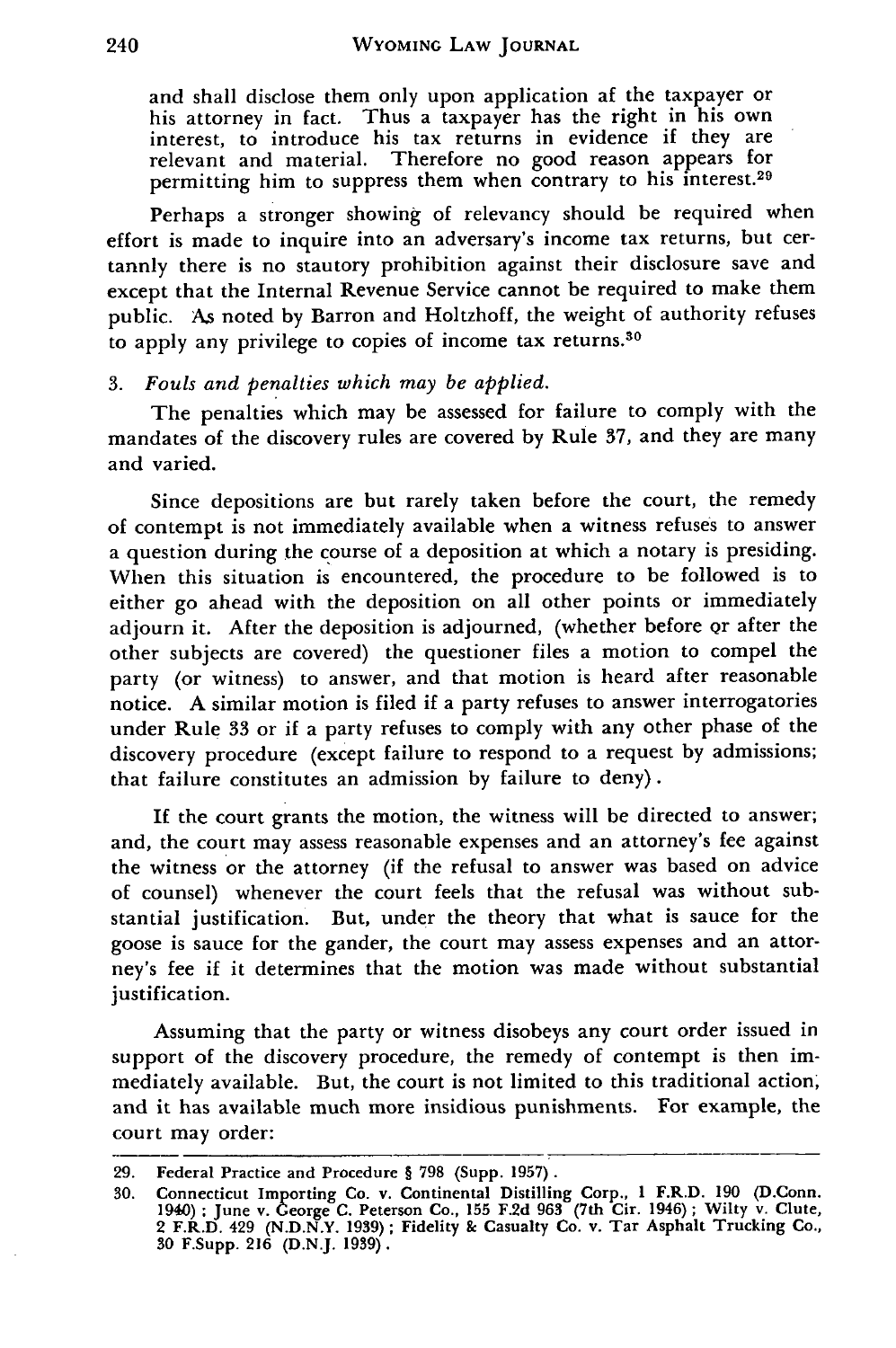and shall disclose them only upon application af the taxpayer or his attorney in fact. Thus a taxpayer has the right in his own interest, to introduce his tax returns in evidence if they are relevant and material. Therefore no good reason appears for permitting him to suppress them when contrary to his interest.[29]

Perhaps a stronger showing of relevancy should be required when effort is made to inquire into an adversary's income tax returns, but certannly there is no stautory prohibition against their disclosure save and except that the Internal Revenue Service cannot be required to make them public. As noted by Barron and Holtzhoff, the weight of authority refuses to apply any privilege to copies of income tax returns.[30]

3. *Fouls and penalties which may be applied.*

The penalties which may be assessed for failure to comply with the mandates of the discovery rules are covered by Rule 37, and they are many and varied.

Since depositions are but rarely taken before the court, the remedy of contempt is not immediately available when a witness refuses to answer a question during the course of a deposition at which a notary is presiding. When this situation is encountered, the procedure to be followed is to either go ahead with the deposition on all other points or immediately adjourn it. After the deposition is adjourned, (whether before or after the other subjects are covered) the questioner files a motion to compel the party (or witness) to answer, and that motion is heard after reasonable notice. A similar motion is filed if a party refuses to answer interrogatories under Rule 33 or if a party refuses to comply with any other phase of the discovery procedure (except failure to respond to a request by admissions; that failure constitutes an admission by failure to deny).

If the court grants the motion, the witness will be directed to answer; and, the court may assess reasonable expenses and an attorney's fee against the witness or the attorney (if the refusal to answer was based on advice of counsel) whenever the court feels that the refusal was without substantial justification. But, under the theory that what is sauce for the goose is sauce for the gander, the court may assess expenses and an attorney's fee if it determines that the motion was made without substantial justification.

Assuming that the party or witness disobeys any court order issued in support of the discovery procedure, the remedy of contempt is then immediately available. But, the court is not limited to this traditional action, and it has available much more insidious punishments. For example, the court may order:

---

29. Federal Practice and Procedure § 798 (Supp. 1957).
30. Connecticut Importing Co. v. Continental Distilling Corp., 1 F.R.D. 190 (D.Conn. 1940); June v. George C. Peterson Co., 155 F.2d 963 (7th Cir. 1946); Wilty v. Clute, 2 F.R.D. 429 (N.D.N.Y. 1939); Fidelity & Casualty Co. v. Tar Asphalt Trucking Co., 30 F.Supp. 216 (D.N.J. 1939).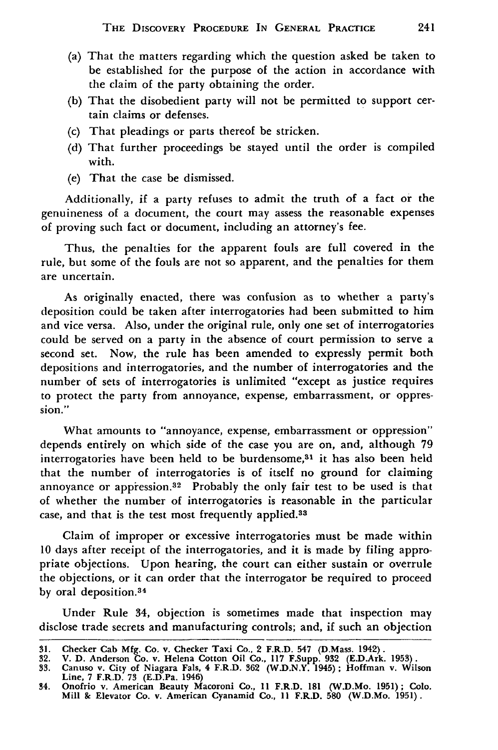(a) That the matters regarding which the question asked be taken to be established for the purpose of the action in accordance with the claim of the party obtaining the order.
(b) That the disobedient party will not be permitted to support certain claims or defenses.
(c) That pleadings or parts thereof be stricken.
(d) That further proceedings be stayed until the order is compiled with.
(e) That the case be dismissed.

Additionally, if a party refuses to admit the truth of a fact or the genuineness of a document, the court may assess the reasonable expenses of proving such fact or document, including an attorney's fee.

Thus, the penalties for the apparent fouls are full covered in the rule, but some of the fouls are not so apparent, and the penalties for them are uncertain.

As originally enacted, there was confusion as to whether a party's deposition could be taken after interrogatories had been submitted to him and vice versa. Also, under the original rule, only one set of interrogatories could be served on a party in the absence of court permission to serve a second set. Now, the rule has been amended to expressly permit both depositions and interrogatories, and the number of interrogatories and the number of sets of interrogatories is unlimited "except as justice requires to protect the party from annoyance, expense, embarrassment, or oppression."

What amounts to "annoyance, expense, embarrassment or oppression" depends entirely on which side of the case you are on, and, although 79 interrogatories have been held to be burdensome,[31] it has also been held that the number of interrogatories is of itself no ground for claiming annoyance or appression.[32] Probably the only fair test to be used is that of whether the number of interrogatories is reasonable in the particular case, and that is the test most frequently applied.[33]

Claim of improper or excessive interrogatories must be made within 10 days after receipt of the interrogatories, and it is made by filing appropriate objections. Upon hearing, the court can either sustain or overrule the objections, or it can order that the interrogator be required to proceed by oral deposition.[34]

Under Rule 34, objection is sometimes made that inspection may disclose trade secrets and manufacturing controls; and, if such an objection

---

31. Checker Cab Mfg. Co. v. Checker Taxi Co., 2 F.R.D. 547 (D.Mass. 1942).
32. V. D. Anderson Co. v. Helena Cotton Oil Co., 117 F.Supp. 932 (E.D.Ark. 1953).
33. Canuso v. City of Niagara Fals, 4 F.R.D. 362 (W.D.N.Y. 1945); Hoffman v. Wilson Line, 7 F.R.D. 73 (E.D.Pa. 1946)
34. Onofrio v. American Beauty Macoroni Co., 11 F.R.D. 181 (W.D.Mo. 1951); Colo. Mill & Elevator Co. v. American Cyanamid Co., 11 F.R.D. 580 (W.D.Mo. 1951).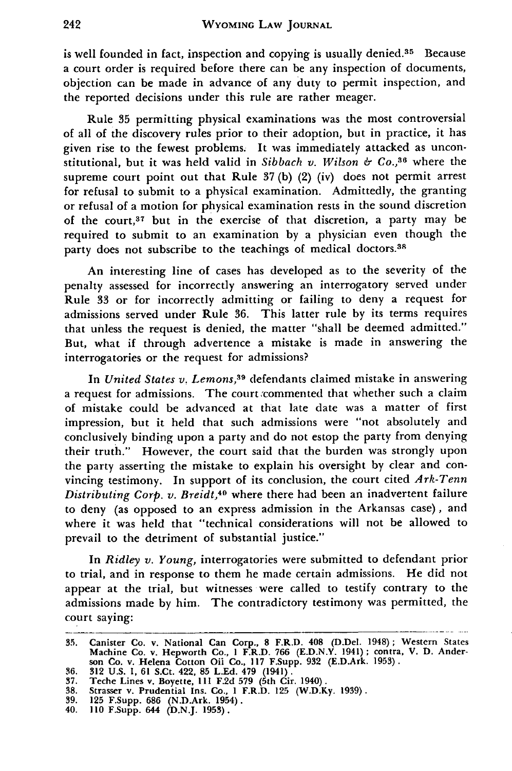is well founded in fact, inspection and copying is usually denied.[35] Because a court order is required before there can be any inspection of documents, objection can be made in advance of any duty to permit inspection, and the reported decisions under this rule are rather meager.

Rule 35 permitting physical examinations was the most controversial of all of the discovery rules prior to their adoption, but in practice, it has given rise to the fewest problems. It was immediately attacked as unconstitutional, but it was held valid in *Sibbach v. Wilson & Co.*,[36] where the supreme court point out that Rule 37 (b) (2) (iv) does not permit arrest for refusal to submit to a physical examination. Admittedly, the granting or refusal of a motion for physical examination rests in the sound discretion of the court,[37] but in the exercise of that discretion, a party may be required to submit to an examination by a physician even though the party does not subscribe to the teachings of medical doctors.[38]

An interesting line of cases has developed as to the severity of the penalty assessed for incorrectly answering an interrogatory served under Rule 33 or for incorrectly admitting or failing to deny a request for admissions served under Rule 36. This latter rule by its terms requires that unless the request is denied, the matter "shall be deemed admitted." But, what if through advertence a mistake is made in answering the interrogatories or the request for admissions?

In *United States v. Lemons*,[39] defendants claimed mistake in answering a request for admissions. The court commented that whether such a claim of mistake could be advanced at that late date was a matter of first impression, but it held that such admissions were "not absolutely and conclusively binding upon a party and do not estop the party from denying their truth." However, the court said that the burden was strongly upon the party asserting the mistake to explain his oversight by clear and convincing testimony. In support of its conclusion, the court cited *Ark-Tenn Distributing Corp. v. Breidt*,[40] where there had been an inadvertent failure to deny (as opposed to an express admission in the Arkansas case), and where it was held that "technical considerations will not be allowed to prevail to the detriment of substantial justice."

In *Ridley v. Young*, interrogatories were submitted to defendant prior to trial, and in response to them he made certain admissions. He did not appear at the trial, but witnesses were called to testify contrary to the admissions made by him. The contradictory testimony was permitted, the court saying:

---

35. Canister Co. v. National Can Corp., 8 F.R.D. 408 (D.Del. 1948); Western States Machine Co. v. Hepworth Co., 1 F.R.D. 766 (E.D.N.Y. 1941); contra, V. D. Anderson Co. v. Helena Cotton Oil Co., 117 F.Supp. 932 (E.D.Ark. 1953).
36. 312 U.S. 1, 61 S.Ct. 422, 85 L.Ed. 479 (1941).
37. Teche Lines v. Boyette, 111 F.2d 579 (5th Cir. 1940).
38. Strasser v. Prudential Ins. Co., 1 F.R.D. 125 (W.D.Ky. 1939).
39. 125 F.Supp. 686 (N.D.Ark. 1954).
40. 110 F.Supp. 644 (D.N.J. 1953).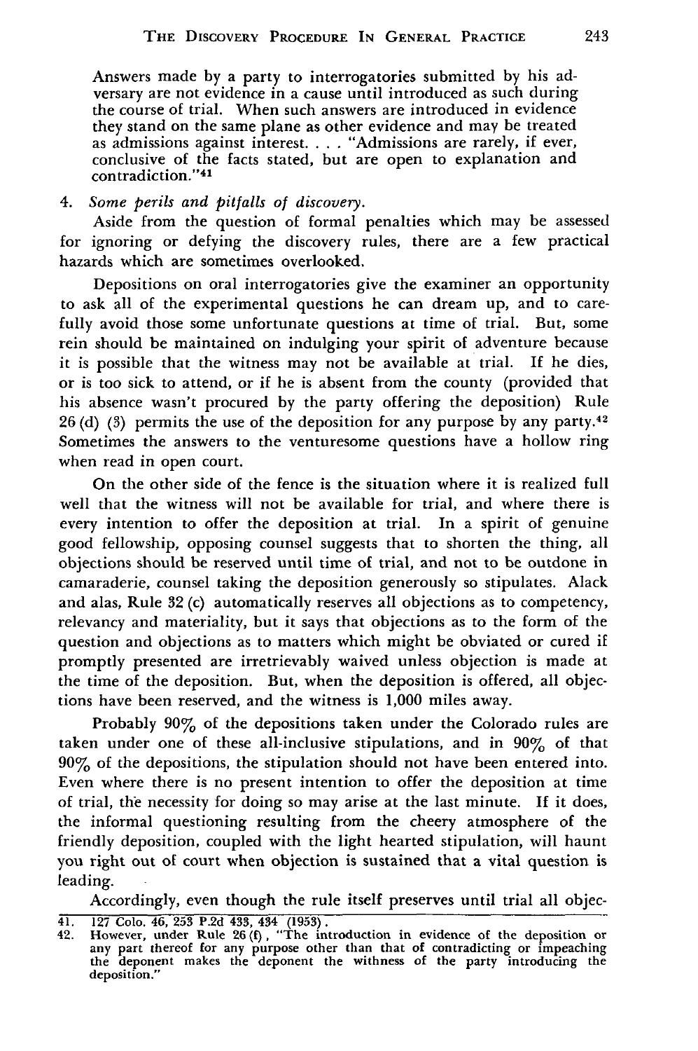Answers made by a party to interrogatories submitted by his adversary are not evidence in a cause until introduced as such during the course of trial. When such answers are introduced in evidence they stand on the same plane as other evidence and may be treated as admissions against interest. . . . "Admissions are rarely, if ever, conclusive of the facts stated, but are open to explanation and contradiction."[41]

4. *Some perils and pitfalls of discovery.*

Aside from the question of formal penalties which may be assessed for ignoring or defying the discovery rules, there are a few practical hazards which are sometimes overlooked.

Depositions on oral interrogatories give the examiner an opportunity to ask all of the experimental questions he can dream up, and to carefully avoid those some unfortunate questions at time of trial. But, some rein should be maintained on indulging your spirit of adventure because it is possible that the witness may not be available at trial. If he dies, or is too sick to attend, or if he is absent from the county (provided that his absence wasn't procured by the party offering the deposition) Rule 26 (d) (3) permits the use of the deposition for any purpose by any party.[42] Sometimes the answers to the venturesome questions have a hollow ring when read in open court.

On the other side of the fence is the situation where it is realized full well that the witness will not be available for trial, and where there is every intention to offer the deposition at trial. In a spirit of genuine good fellowship, opposing counsel suggests that to shorten the thing, all objections should be reserved until time of trial, and not to be outdone in camaraderie, counsel taking the deposition generously so stipulates. Alack and alas, Rule 32 (c) automatically reserves all objections as to competency, relevancy and materiality, but it says that objections as to the form of the question and objections as to matters which might be obviated or cured if promptly presented are irretrievably waived unless objection is made at the time of the deposition. But, when the deposition is offered, all objections have been reserved, and the witness is 1,000 miles away.

Probably 90% of the depositions taken under the Colorado rules are taken under one of these all-inclusive stipulations, and in 90% of that 90% of the depositions, the stipulation should not have been entered into. Even where there is no present intention to offer the deposition at time of trial, the necessity for doing so may arise at the last minute. If it does, the informal questioning resulting from the cheery atmosphere of the friendly deposition, coupled with the light hearted stipulation, will haunt you right out of court when objection is sustained that a vital question is leading.

Accordingly, even though the rule itself preserves until trial all objec-

---

41. 127 Colo. 46, 253 P.2d 433, 434 (1953).
42. However, under Rule 26 (f), "The introduction in evidence of the deposition or any part thereof for any purpose other than that of contradicting or impeaching the deponent makes the deponent the withness of the party introducing the deposition."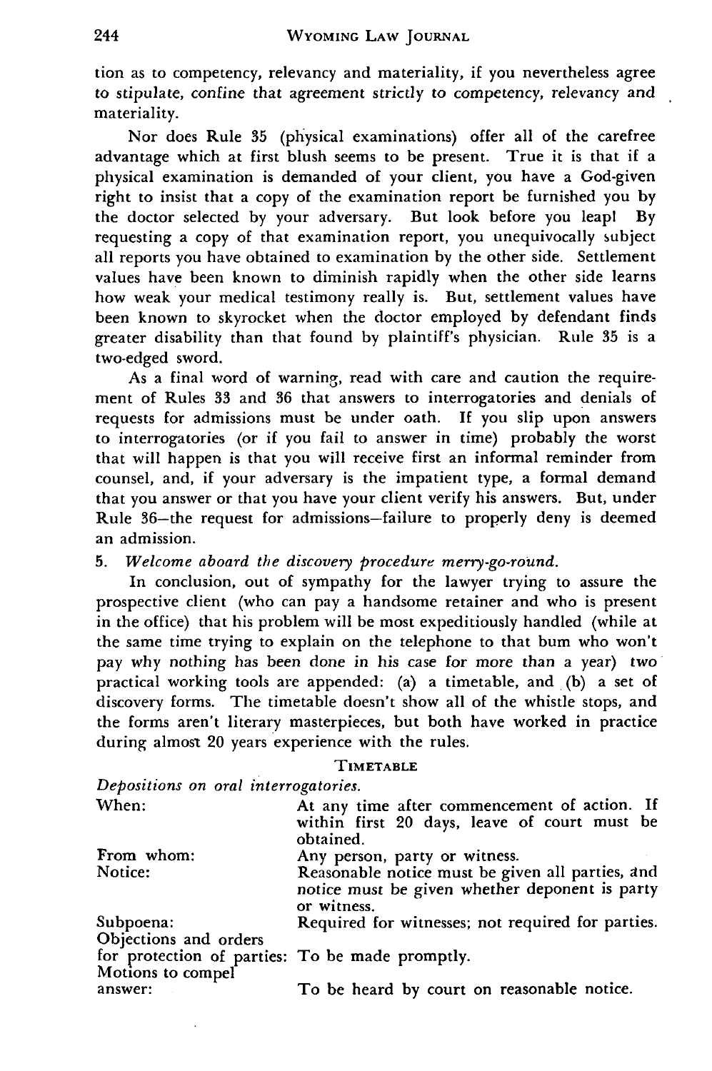tion as to competency, relevancy and materiality, if you nevertheless agree to stipulate, confine that agreement strictly to competency, relevancy and materiality.

Nor does Rule 35 (physical examinations) offer all of the carefree advantage which at first blush seems to be present. True it is that if a physical examination is demanded of your client, you have a God-given right to insist that a copy of the examination report be furnished you by the doctor selected by your adversary. But look before you leap! By requesting a copy of that examination report, you unequivocally subject all reports you have obtained to examination by the other side. Settlement values have been known to diminish rapidly when the other side learns how weak your medical testimony really is. But, settlement values have been known to skyrocket when the doctor employed by defendant finds greater disability than that found by plaintiff's physician. Rule 35 is a two-edged sword.

As a final word of warning, read with care and caution the requirement of Rules 33 and 36 that answers to interrogatories and denials of requests for admissions must be under oath. If you slip upon answers to interrogatories (or if you fail to answer in time) probably the worst that will happen is that you will receive first an informal reminder from counsel, and, if your adversary is the impatient type, a formal demand that you answer or that you have your client verify his answers. But, under Rule 36—the request for admissions—failure to properly deny is deemed an admission.

5. *Welcome aboard the discovery procedure merry-go-round.*

In conclusion, out of sympathy for the lawyer trying to assure the prospective client (who can pay a handsome retainer and who is present in the office) that his problem will be most expeditiously handled (while at the same time trying to explain on the telephone to that bum who won't pay why nothing has been done in his case for more than a year) two practical working tools are appended: (a) a timetable, and (b) a set of discovery forms. The timetable doesn't show all of the whistle stops, and the forms aren't literary masterpieces, but both have worked in practice during almost 20 years experience with the rules.

## Timetable

*Depositions on oral interrogatories.*

| | |
|---|---|
| When: | At any time after commencement of action. If within first 20 days, leave of court must be obtained. |
| From whom: | Any person, party or witness. |
| Notice: | Reasonable notice must be given all parties, and notice must be given whether deponent is party or witness. |
| Subpoena: | Required for witnesses; not required for parties. |
| Objections and orders for protection of parties: | To be made promptly. |
| Motions to compel answer: | To be heard by court on reasonable notice. |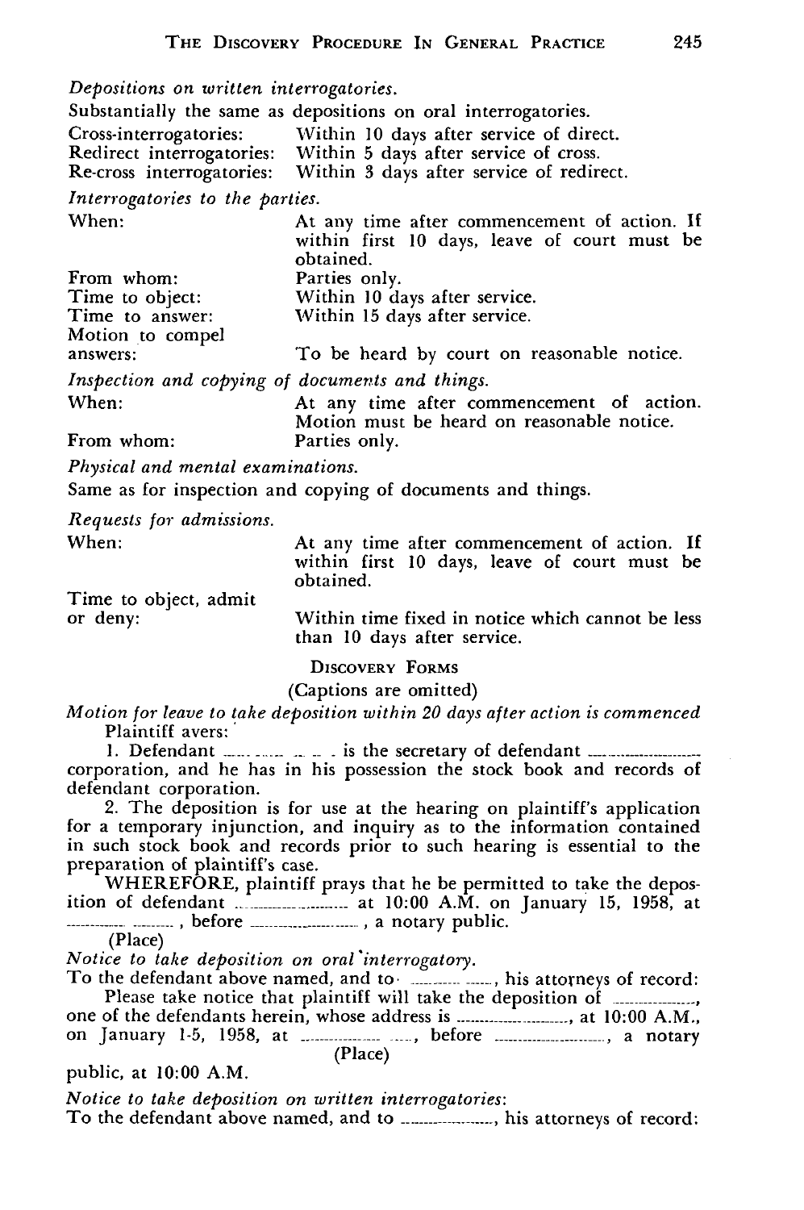*Depositions on written interrogatories.*

Substantially the same as depositions on oral interrogatories.

| | |
|---|---|
| Cross-interrogatories: | Within 10 days after service of direct. |
| Redirect interrogatories: | Within 5 days after service of cross. |
| Re-cross interrogatories: | Within 3 days after service of redirect. |

*Interrogatories to the parties.*

| | |
|---|---|
| When: | At any time after commencement of action. If within first 10 days, leave of court must be obtained. |
| From whom: | Parties only. |
| Time to object: | Within 10 days after service. |
| Time to answer: | Within 15 days after service. |
| Motion to compel answers: | To be heard by court on reasonable notice. |

*Inspection and copying of documents and things.*

| | |
|---|---|
| When: | At any time after commencement of action. Motion must be heard on reasonable notice. |
| From whom: | Parties only. |

*Physical and mental examinations.*

Same as for inspection and copying of documents and things.

*Requests for admissions.*

| | |
|---|---|
| When: | At any time after commencement of action. If within first 10 days, leave of court must be obtained. |
| Time to object, admit or deny: | Within time fixed in notice which cannot be less than 10 days after service. |

## Discovery Forms

(Captions are omitted)

*Motion for leave to take deposition within 20 days after action is commenced*

Plaintiff avers:

1. Defendant .................. is the secretary of defendant .................. corporation, and he has in his possession the stock book and records of defendant corporation.

2. The deposition is for use at the hearing on plaintiff's application for a temporary injunction, and inquiry as to the information contained in such stock book and records prior to such hearing is essential to the preparation of plaintiff's case.

WHEREFORE, plaintiff prays that he be permitted to take the deposition of defendant .................. at 10:00 A.M. on January 15, 1958, at .................., before .................., a notary public.

(Place)

*Notice to take deposition on oral interrogatory.*

To the defendant above named, and to .................., his attorneys of record:

Please take notice that plaintiff will take the deposition of .................., one of the defendants herein, whose address is .................., at 10:00 A.M., on January 15, 1958, at .................., before .................., a notary public, at 10:00 A.M.

(Place)

*Notice to take deposition on written interrogatories:*

To the defendant above named, and to .................., his attorneys of record: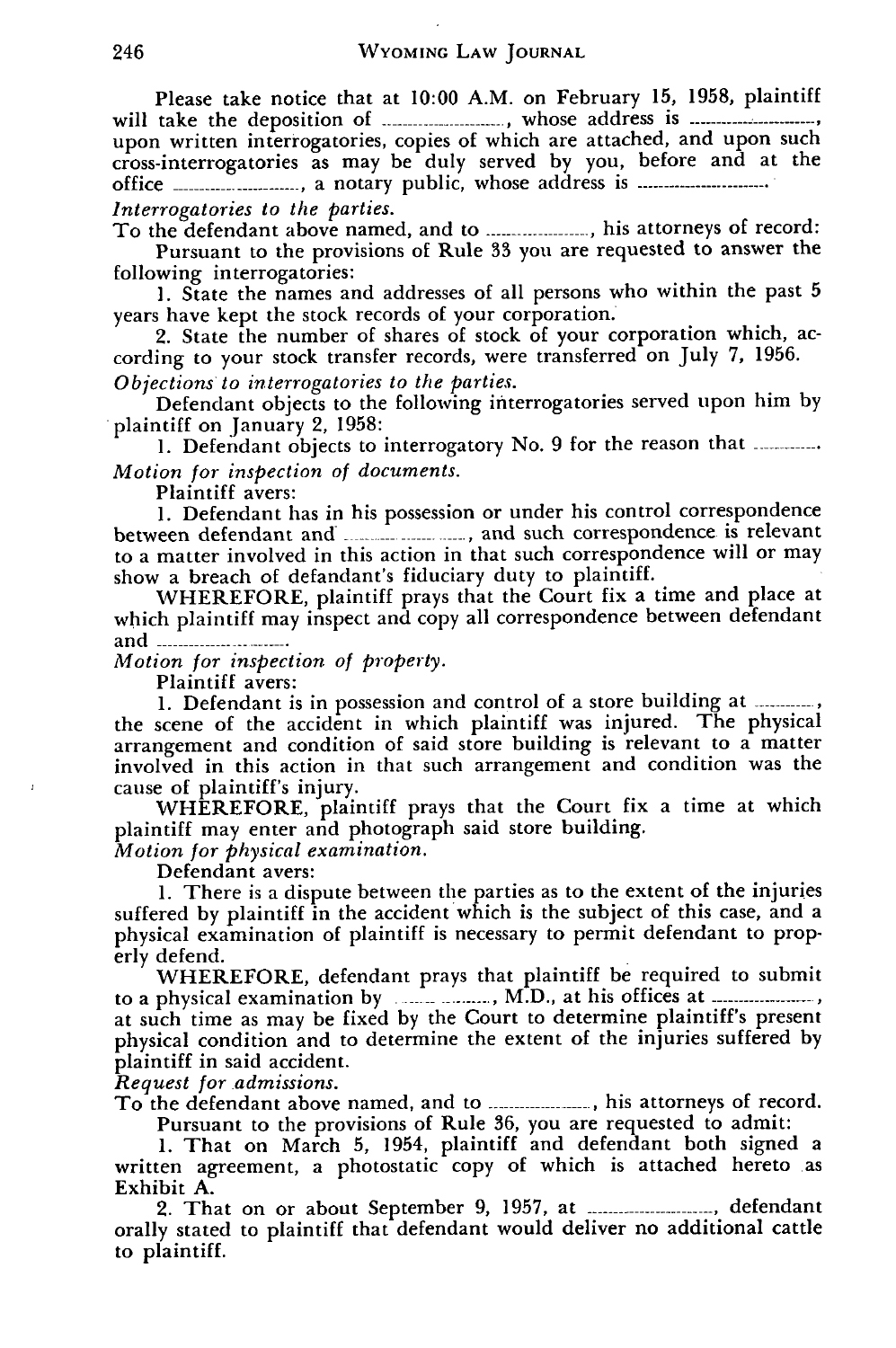Please take notice that at 10:00 A.M. on February 15, 1958, plaintiff will take the deposition of ..................., whose address is ...................., upon written interrogatories, copies of which are attached, and upon such cross-interrogatories as may be duly served by you, before and at the office ...................., a notary public, whose address is ....................

*Interrogatories to the parties.*

To the defendant above named, and to ...................., his attorneys of record:

Pursuant to the provisions of Rule 33 you are requested to answer the following interrogatories:

1. State the names and addresses of all persons who within the past 5 years have kept the stock records of your corporation.

2. State the number of shares of stock of your corporation which, according to your stock transfer records, were transferred on July 7, 1956.

*Objections to interrogatories to the parties.*

Defendant objects to the following interrogatories served upon him by plaintiff on January 2, 1958:

1. Defendant objects to interrogatory No. 9 for the reason that ..........

*Motion for inspection of documents.*

Plaintiff avers:

1. Defendant has in his possession or under his control correspondence between defendant and ...................., and such correspondence is relevant to a matter involved in this action in that such correspondence will or may show a breach of defandant's fiduciary duty to plaintiff.

WHEREFORE, plaintiff prays that the Court fix a time and place at which plaintiff may inspect and copy all correspondence between defendant and ....................

*Motion for inspection of property.*

Plaintiff avers:

1. Defendant is in possession and control of a store building at .........., the scene of the accident in which plaintiff was injured. The physical arrangement and condition of said store building is relevant to a matter involved in this action in that such arrangement and condition was the cause of plaintiff's injury.

WHEREFORE, plaintiff prays that the Court fix a time at which plaintiff may enter and photograph said store building.

*Motion for physical examination.*

Defendant avers:

1. There is a dispute between the parties as to the extent of the injuries suffered by plaintiff in the accident which is the subject of this case, and a physical examination of plaintiff is necessary to permit defendant to properly defend.

WHEREFORE, defendant prays that plaintiff be required to submit to a physical examination by ...................., M.D., at his offices at ...................., at such time as may be fixed by the Court to determine plaintiff's present physical condition and to determine the extent of the injuries suffered by plaintiff in said accident.

*Request for admissions.*

To the defendant above named, and to ...................., his attorneys of record.

Pursuant to the provisions of Rule 36, you are requested to admit:

1. That on March 5, 1954, plaintiff and defendant both signed a written agreement, a photostatic copy of which is attached hereto as Exhibit A.

2. That on or about September 9, 1957, at ...................., defendant orally stated to plaintiff that defendant would deliver no additional cattle to plaintiff.